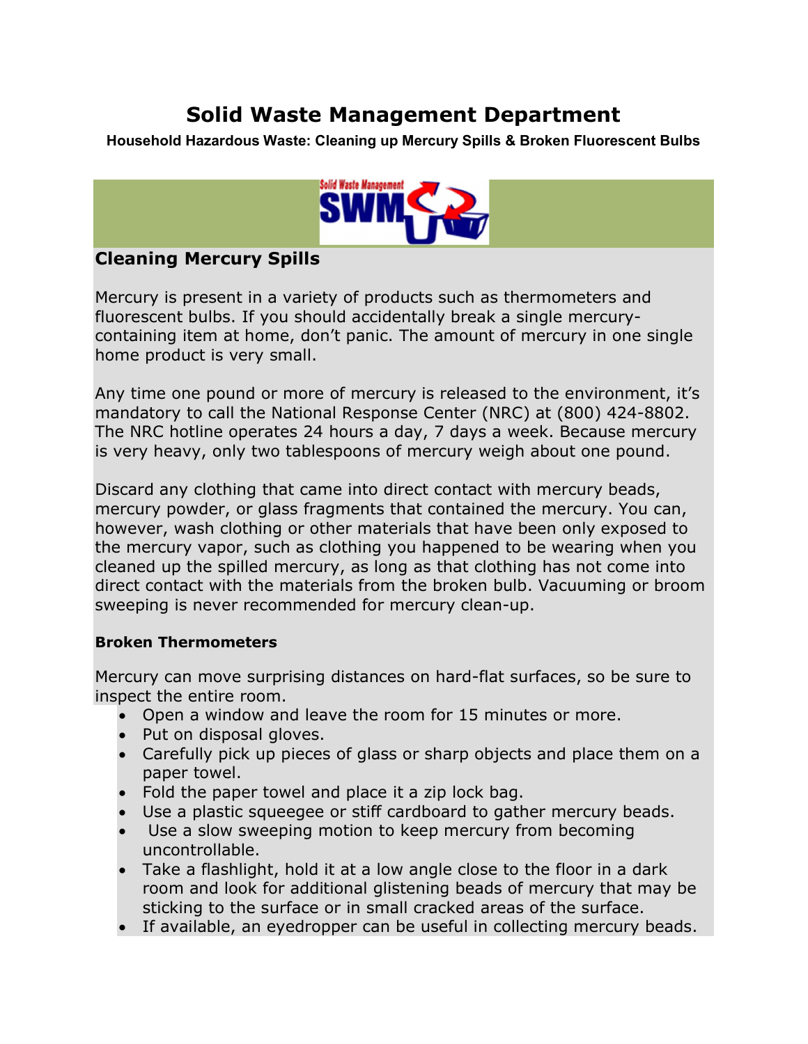# Solid Waste Management Department

**Household Hazardous Waste: Cleaning up Mercury Spills & Broken Fluorescent Bulbs**

## Cleaning Mercury Spills

Mercury is present in a variety of products such as thermometers and fluorescent bulbs. If you should accidentally break a single mercury-containing item at home, don't panic. The amount of mercury in one single home product is very small.

Any time one pound or more of mercury is released to the environment, it's mandatory to call the National Response Center (NRC) at (800) 424-8802. The NRC hotline operates 24 hours a day, 7 days a week. Because mercury is very heavy, only two tablespoons of mercury weigh about one pound.

Discard any clothing that came into direct contact with mercury beads, mercury powder, or glass fragments that contained the mercury. You can, however, wash clothing or other materials that have been only exposed to the mercury vapor, such as clothing you happened to be wearing when you cleaned up the spilled mercury, as long as that clothing has not come into direct contact with the materials from the broken bulb. Vacuuming or broom sweeping is never recommended for mercury clean-up.

### Broken Thermometers

Mercury can move surprising distances on hard-flat surfaces, so be sure to inspect the entire room.

- Open a window and leave the room for 15 minutes or more.
- Put on disposal gloves.
- Carefully pick up pieces of glass or sharp objects and place them on a paper towel.
- Fold the paper towel and place it a zip lock bag.
- Use a plastic squeegee or stiff cardboard to gather mercury beads.
- Use a slow sweeping motion to keep mercury from becoming uncontrollable.
- Take a flashlight, hold it at a low angle close to the floor in a dark room and look for additional glistening beads of mercury that may be sticking to the surface or in small cracked areas of the surface.
- If available, an eyedropper can be useful in collecting mercury beads.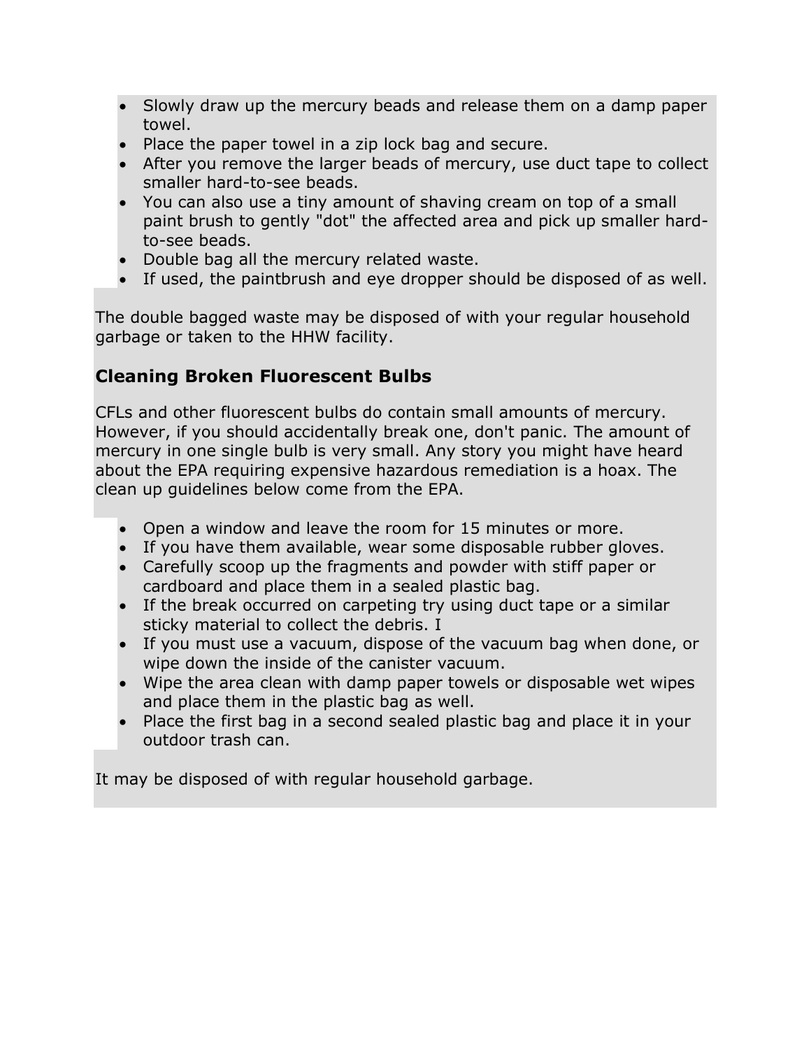- Slowly draw up the mercury beads and release them on a damp paper towel.
- Place the paper towel in a zip lock bag and secure.
- After you remove the larger beads of mercury, use duct tape to collect smaller hard-to-see beads.
- You can also use a tiny amount of shaving cream on top of a small paint brush to gently "dot" the affected area and pick up smaller hard-to-see beads.
- Double bag all the mercury related waste.
- If used, the paintbrush and eye dropper should be disposed of as well.

The double bagged waste may be disposed of with your regular household garbage or taken to the HHW facility.

### Cleaning Broken Fluorescent Bulbs

CFLs and other fluorescent bulbs do contain small amounts of mercury. However, if you should accidentally break one, don't panic. The amount of mercury in one single bulb is very small. Any story you might have heard about the EPA requiring expensive hazardous remediation is a hoax. The clean up guidelines below come from the EPA.

- Open a window and leave the room for 15 minutes or more.
- If you have them available, wear some disposable rubber gloves.
- Carefully scoop up the fragments and powder with stiff paper or cardboard and place them in a sealed plastic bag.
- If the break occurred on carpeting try using duct tape or a similar sticky material to collect the debris. I
- If you must use a vacuum, dispose of the vacuum bag when done, or wipe down the inside of the canister vacuum.
- Wipe the area clean with damp paper towels or disposable wet wipes and place them in the plastic bag as well.
- Place the first bag in a second sealed plastic bag and place it in your outdoor trash can.

It may be disposed of with regular household garbage.